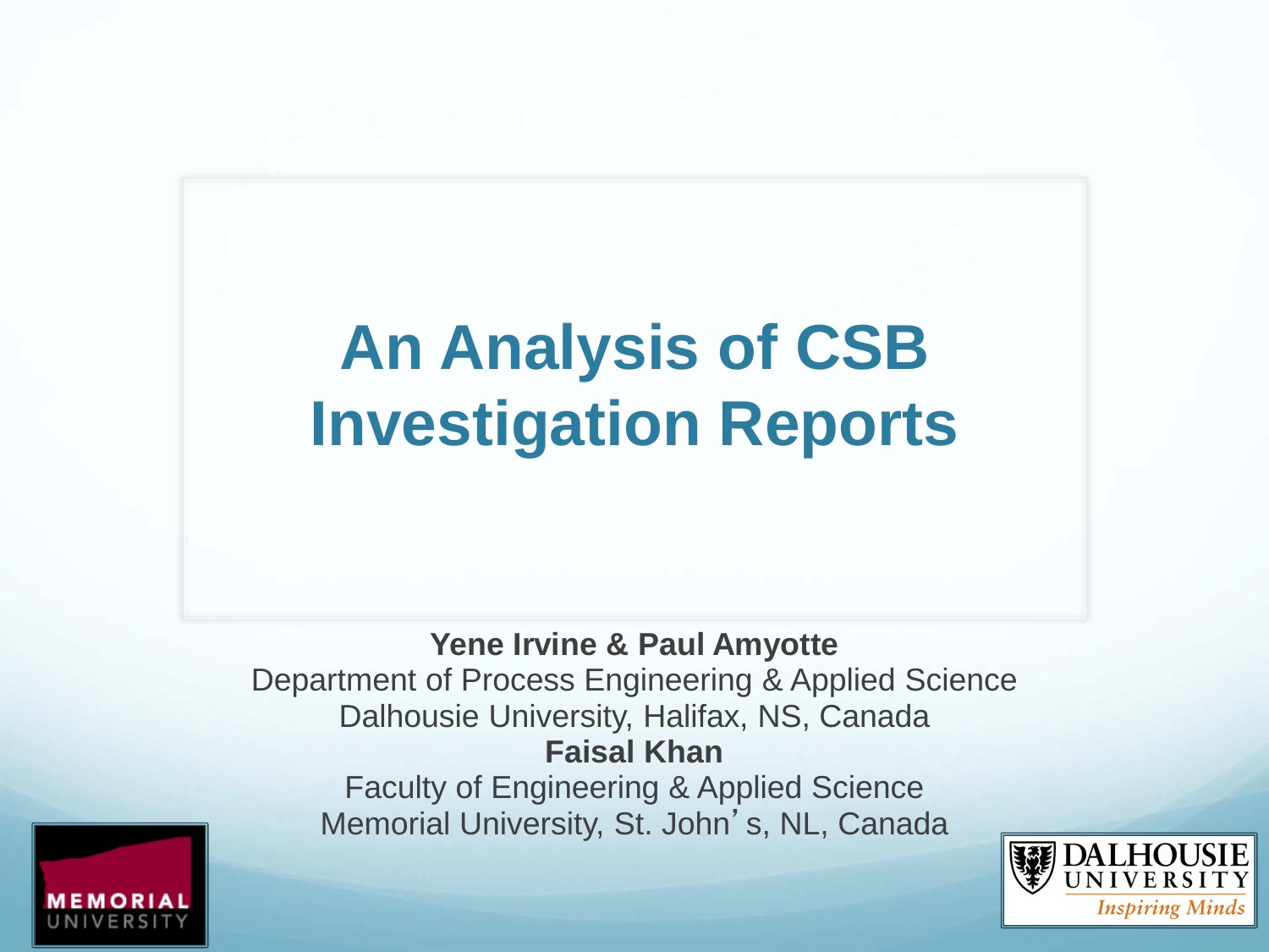# An Analysis of CSB Investigation Reports

**Yene Irvine & Paul Amyotte**

Department of Process Engineering & Applied Science

Dalhousie University, Halifax, NS, Canada

**Faisal Khan**

Faculty of Engineering & Applied Science

Memorial University, St. John's, NL, Canada

MEMORIAL UNIVERSITY

DALHOUSIE UNIVERSITY

*Inspiring Minds*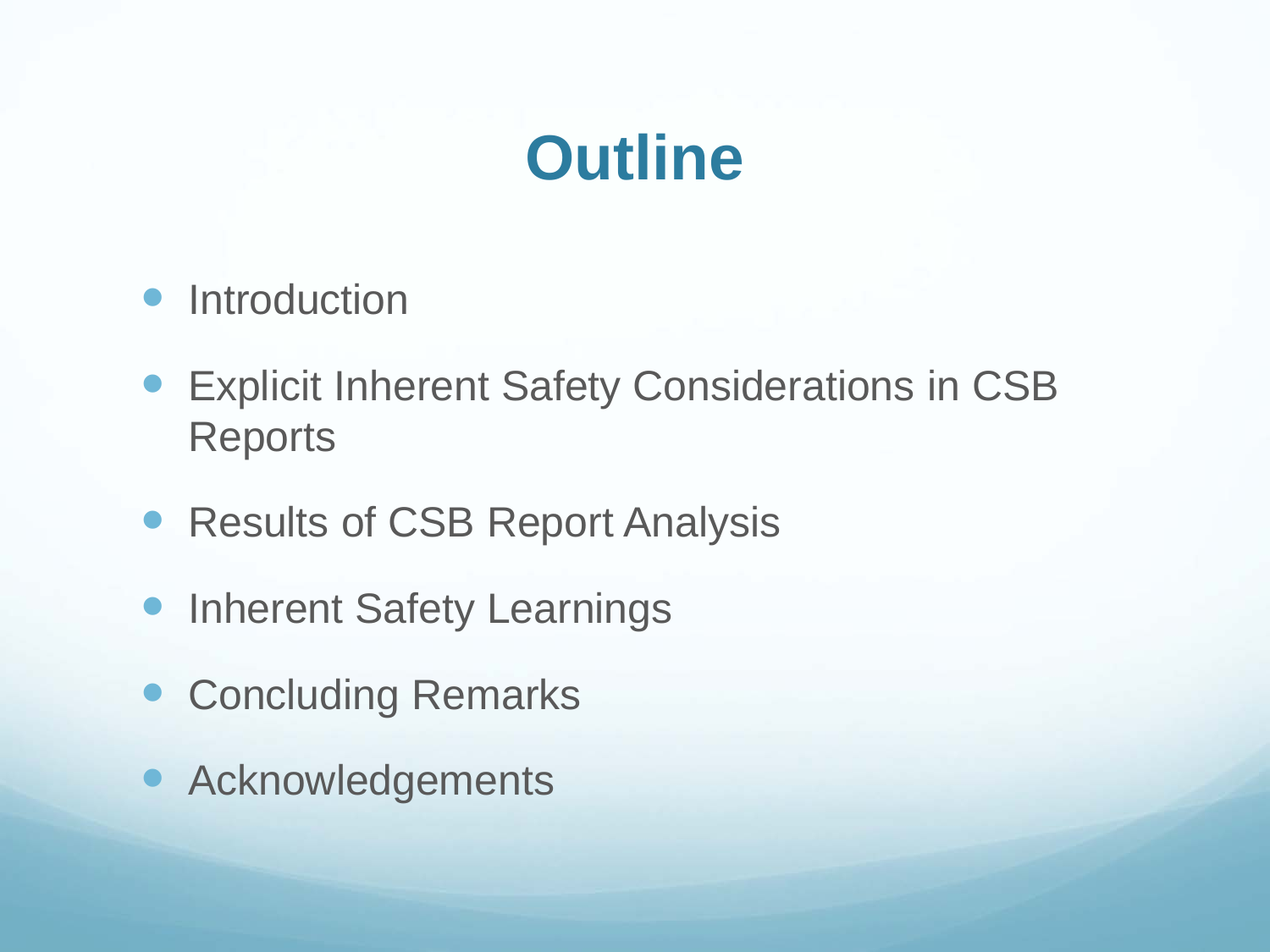# Outline

- Introduction
- Explicit Inherent Safety Considerations in CSB Reports
- Results of CSB Report Analysis
- Inherent Safety Learnings
- Concluding Remarks
- Acknowledgements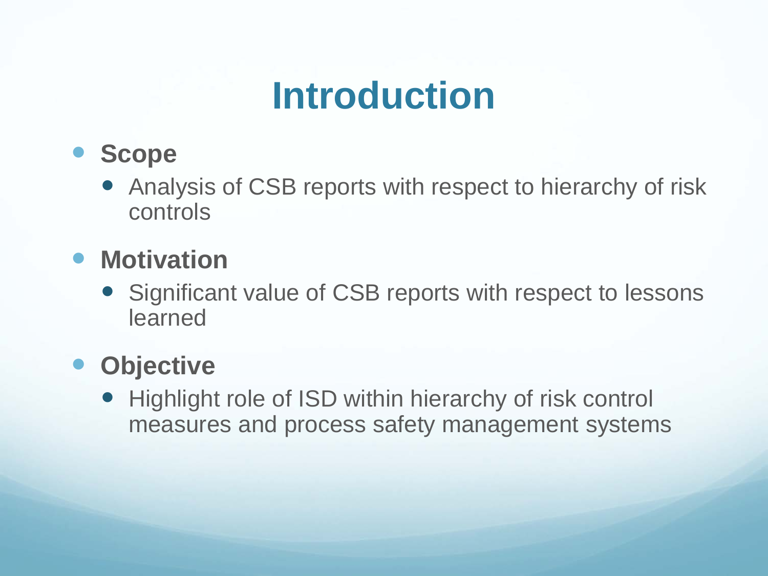# Introduction

- **Scope**
  - Analysis of CSB reports with respect to hierarchy of risk controls
- **Motivation**
  - Significant value of CSB reports with respect to lessons learned
- **Objective**
  - Highlight role of ISD within hierarchy of risk control measures and process safety management systems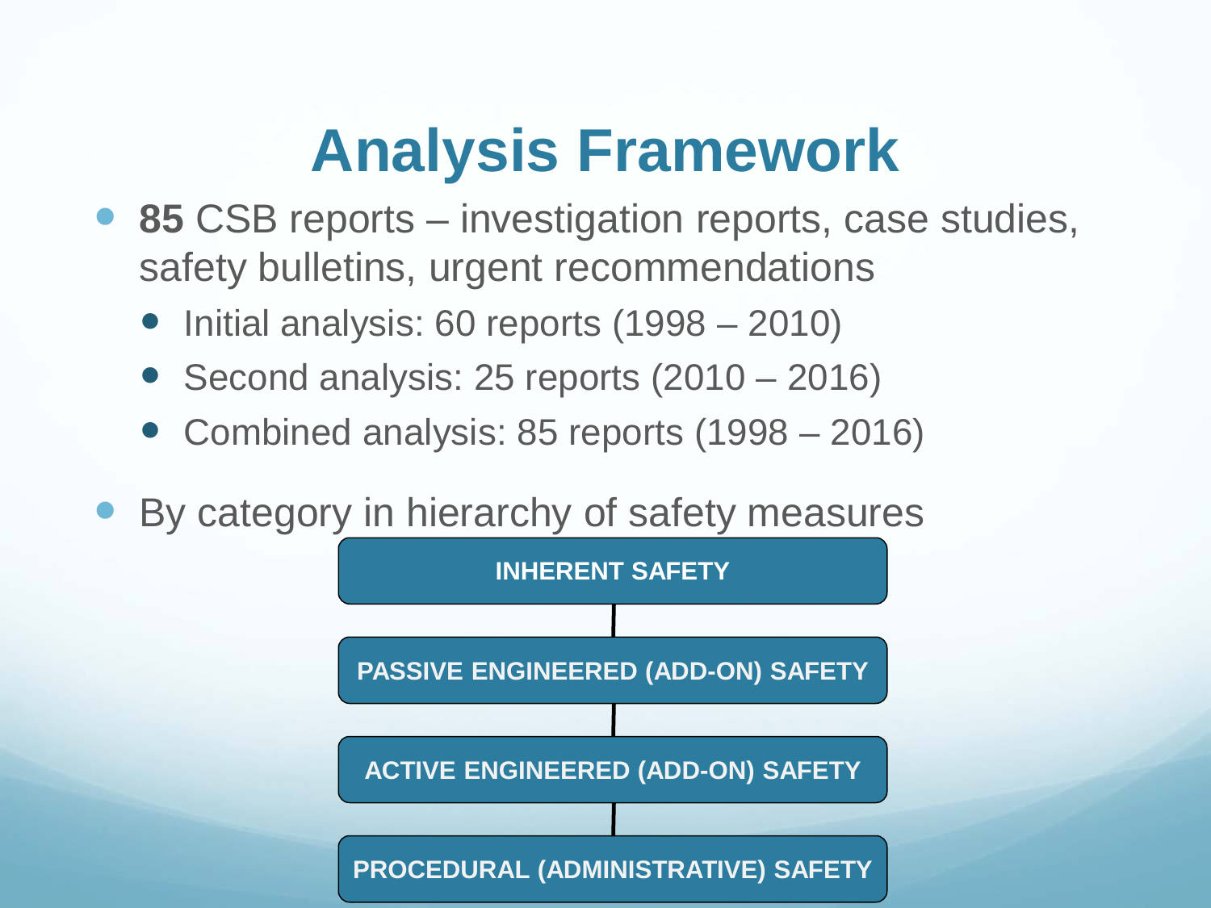# Analysis Framework

- **85** CSB reports – investigation reports, case studies, safety bulletins, urgent recommendations
  - Initial analysis: 60 reports (1998 – 2010)
  - Second analysis: 25 reports (2010 – 2016)
  - Combined analysis: 85 reports (1998 – 2016)
- By category in hierarchy of safety measures

INHERENT SAFETY

PASSIVE ENGINEERED (ADD-ON) SAFETY

ACTIVE ENGINEERED (ADD-ON) SAFETY

PROCEDURAL (ADMINISTRATIVE) SAFETY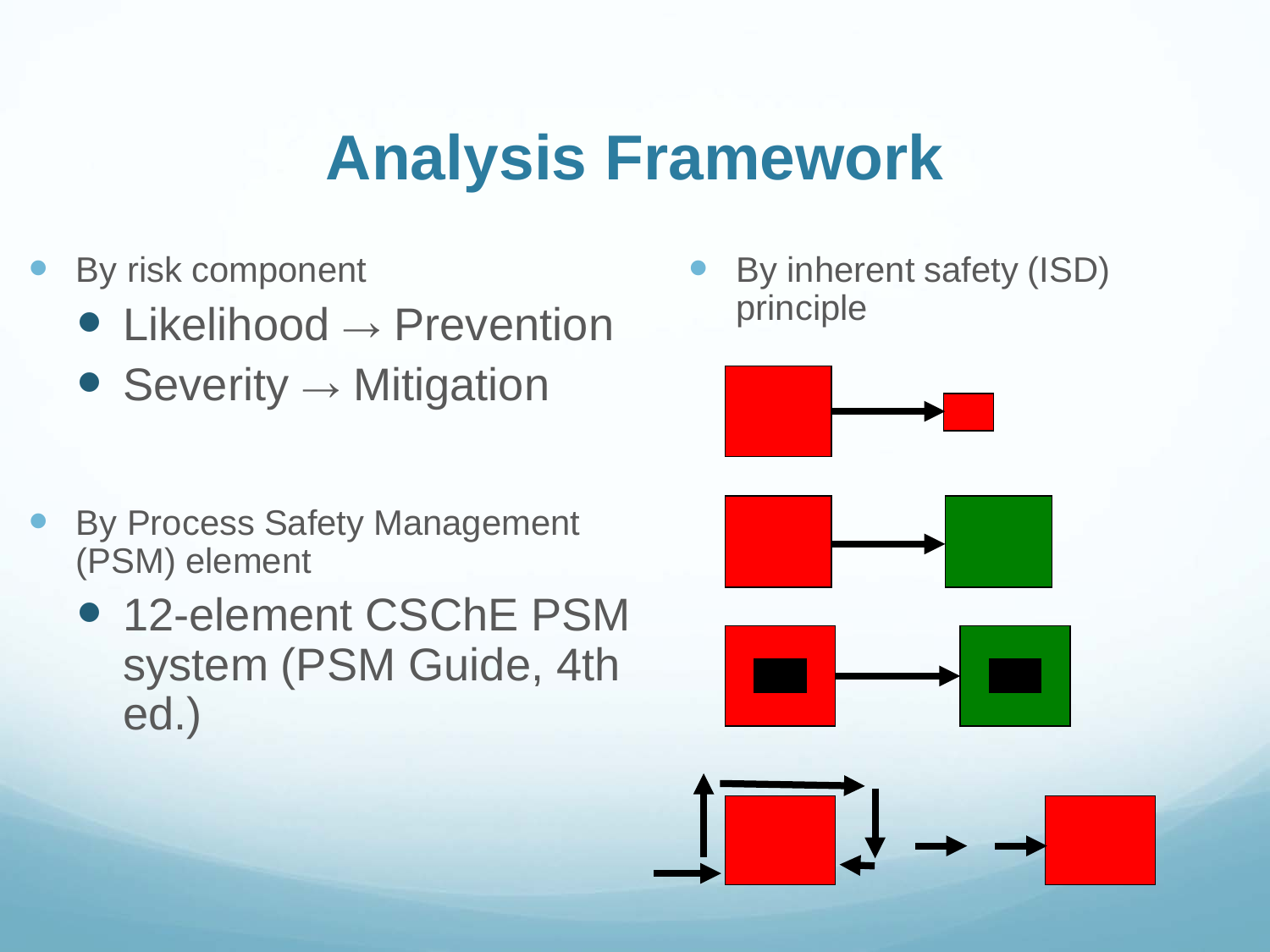# Analysis Framework

- By risk component
  - Likelihood → Prevention
  - Severity → Mitigation
- By Process Safety Management (PSM) element
  - 12-element CSChE PSM system (PSM Guide, 4th ed.)
- By inherent safety (ISD) principle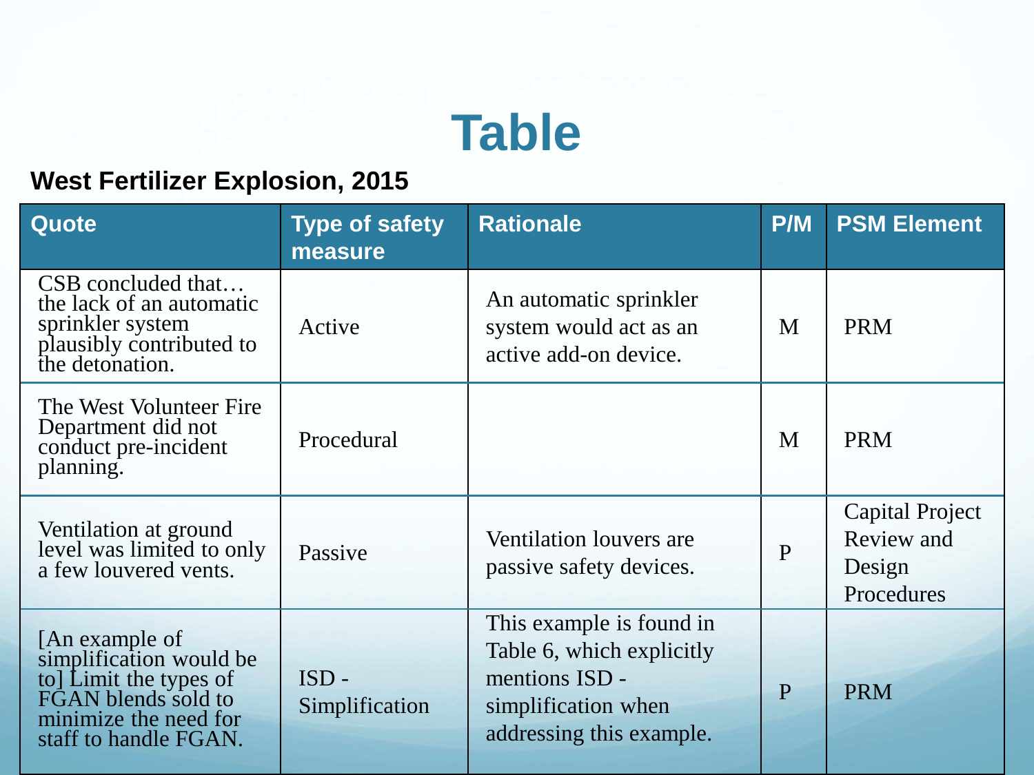# Table

**West Fertilizer Explosion, 2015**

| Quote | Type of safety measure | Rationale | P/M | PSM Element |
|---|---|---|---|---|
| CSB concluded that… the lack of an automatic sprinkler system plausibly contributed to the detonation. | Active | An automatic sprinkler system would act as an active add-on device. | M | PRM |
| The West Volunteer Fire Department did not conduct pre-incident planning. | Procedural | | M | PRM |
| Ventilation at ground level was limited to only a few louvered vents. | Passive | Ventilation louvers are passive safety devices. | P | Capital Project Review and Design Procedures |
| [An example of simplification would be to] Limit the types of FGAN blends sold to minimize the need for staff to handle FGAN. | ISD - Simplification | This example is found in Table 6, which explicitly mentions ISD - simplification when addressing this example. | P | PRM |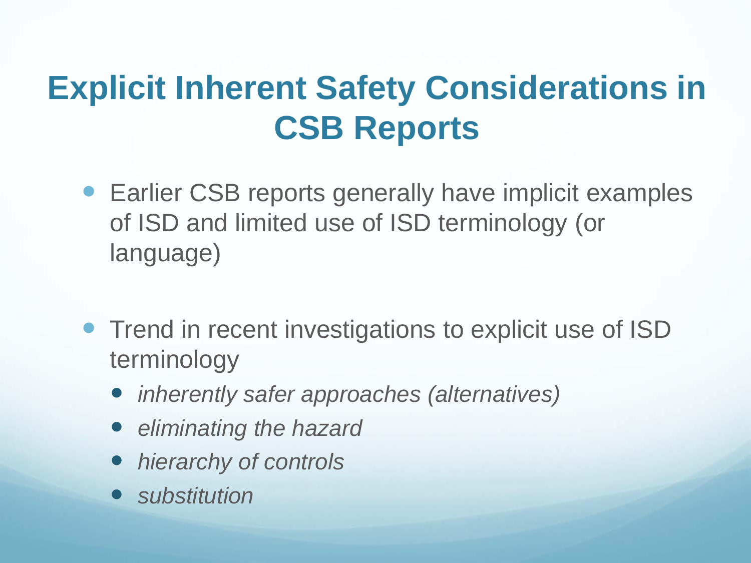# Explicit Inherent Safety Considerations in CSB Reports

- Earlier CSB reports generally have implicit examples of ISD and limited use of ISD terminology (or language)

- Trend in recent investigations to explicit use of ISD terminology
  - *inherently safer approaches (alternatives)*
  - *eliminating the hazard*
  - *hierarchy of controls*
  - *substitution*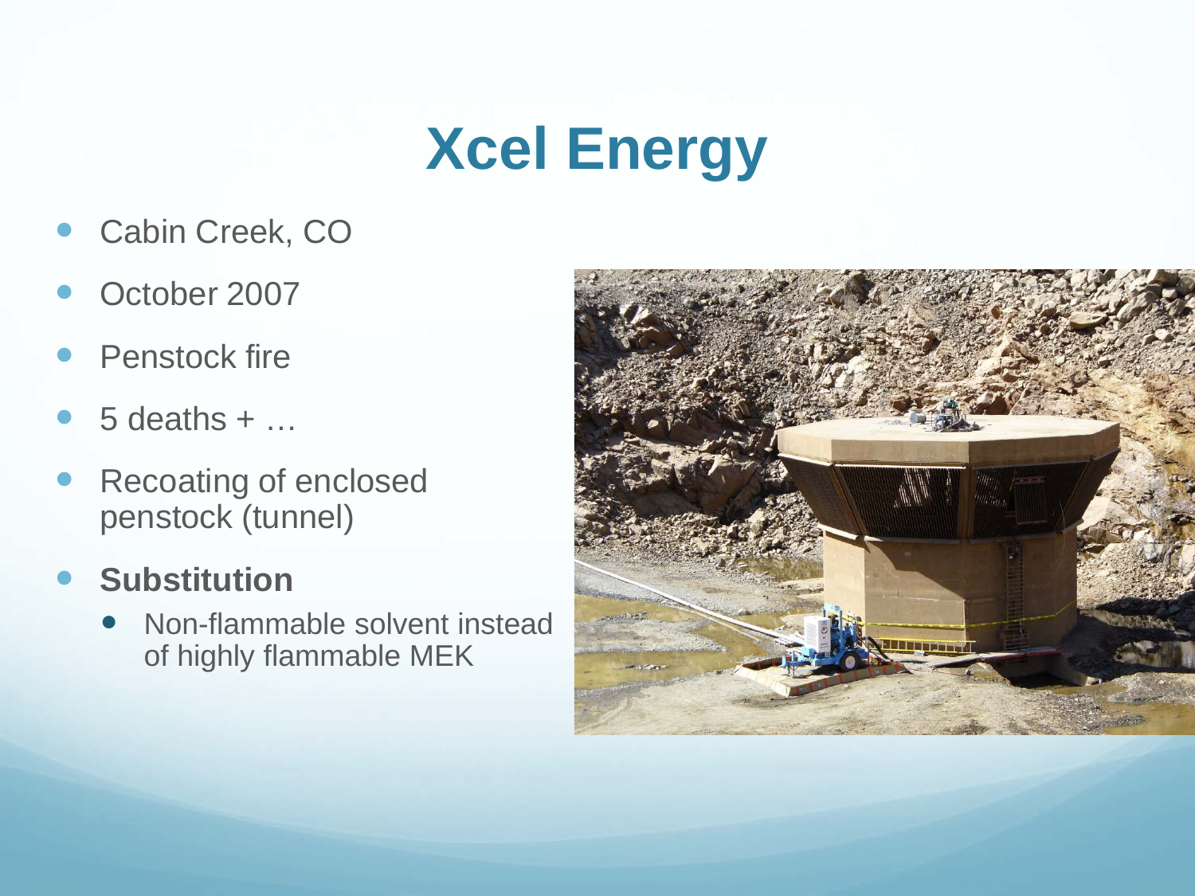# Xcel Energy

- Cabin Creek, CO
- October 2007
- Penstock fire
- 5 deaths + …
- Recoating of enclosed penstock (tunnel)
- **Substitution**
  - Non-flammable solvent instead of highly flammable MEK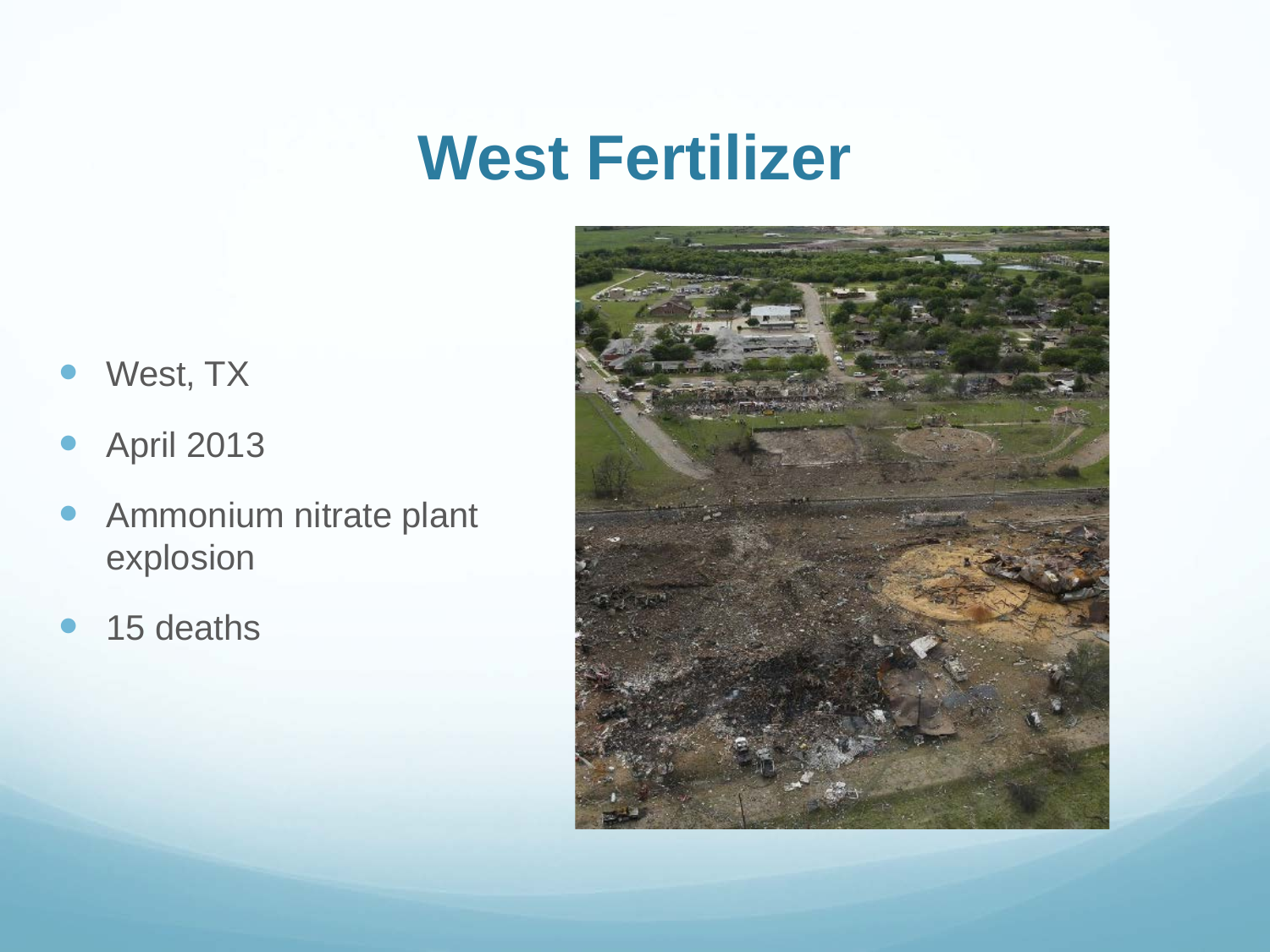# West Fertilizer

- West, TX
- April 2013
- Ammonium nitrate plant explosion
- 15 deaths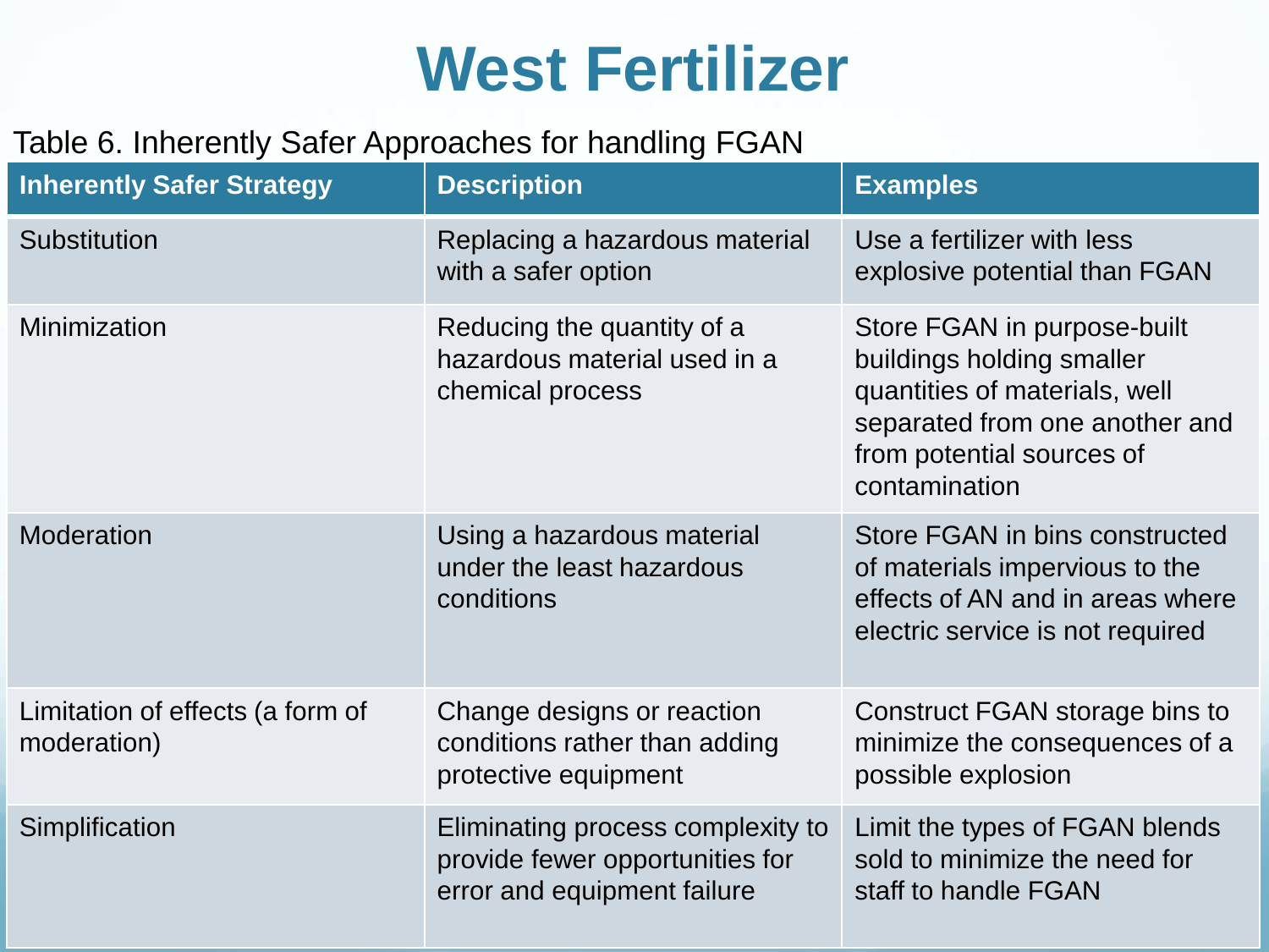# West Fertilizer

Table 6. Inherently Safer Approaches for handling FGAN

| Inherently Safer Strategy | Description | Examples |
|---|---|---|
| Substitution | Replacing a hazardous material with a safer option | Use a fertilizer with less explosive potential than FGAN |
| Minimization | Reducing the quantity of a hazardous material used in a chemical process | Store FGAN in purpose-built buildings holding smaller quantities of materials, well separated from one another and from potential sources of contamination |
| Moderation | Using a hazardous material under the least hazardous conditions | Store FGAN in bins constructed of materials impervious to the effects of AN and in areas where electric service is not required |
| Limitation of effects (a form of moderation) | Change designs or reaction conditions rather than adding protective equipment | Construct FGAN storage bins to minimize the consequences of a possible explosion |
| Simplification | Eliminating process complexity to provide fewer opportunities for error and equipment failure | Limit the types of FGAN blends sold to minimize the need for staff to handle FGAN |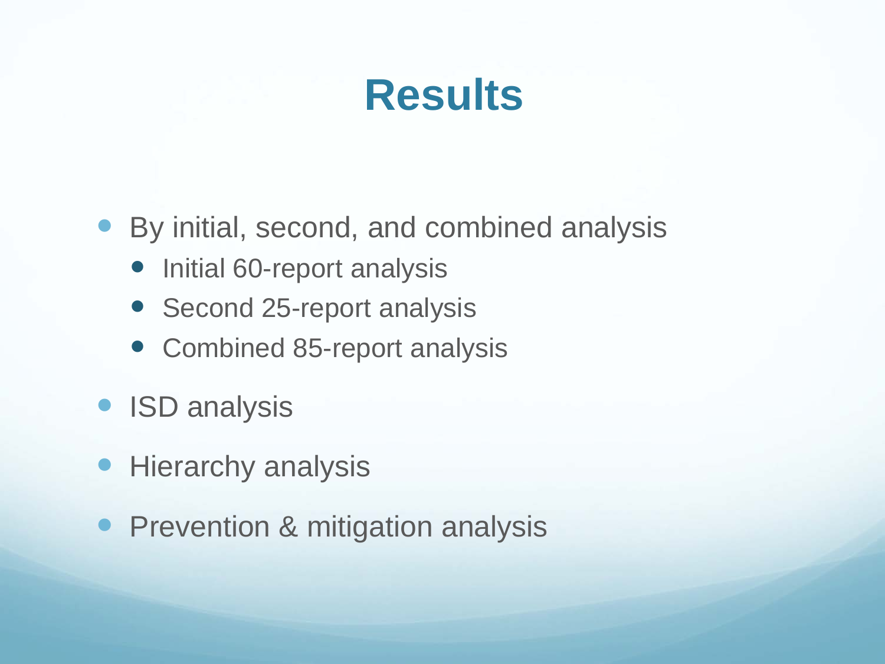# Results

- By initial, second, and combined analysis
  - Initial 60-report analysis
  - Second 25-report analysis
  - Combined 85-report analysis
- ISD analysis
- Hierarchy analysis
- Prevention & mitigation analysis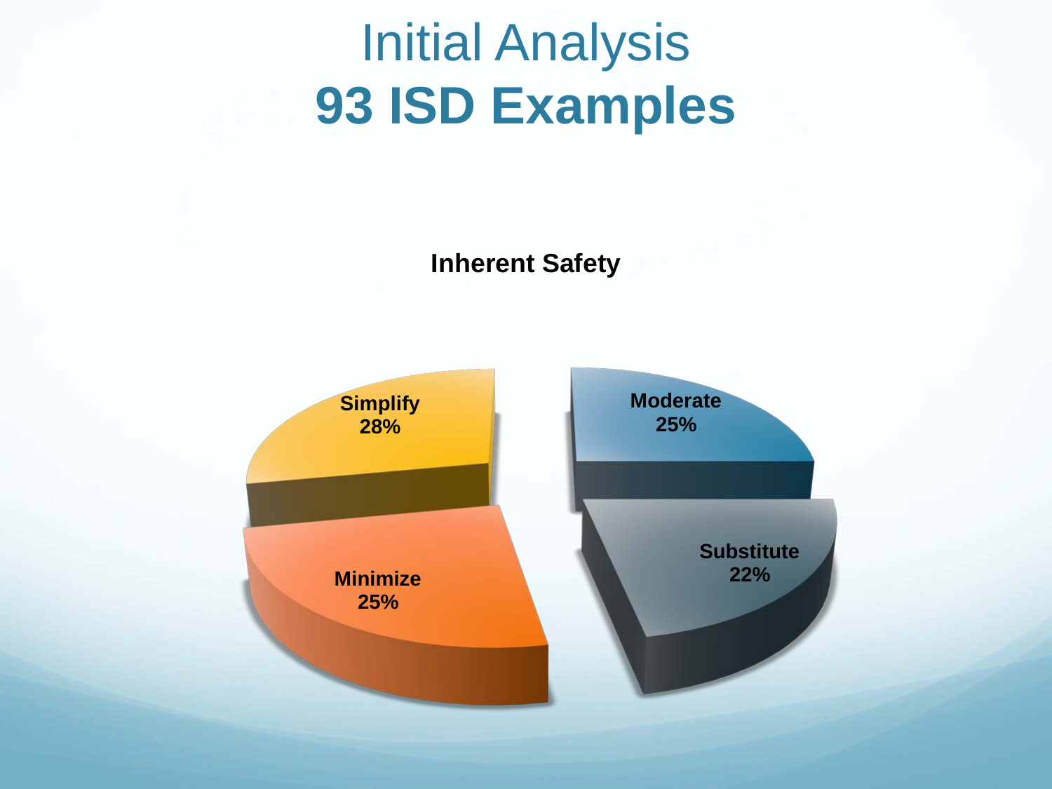# Initial Analysis
# **93 ISD Examples**

**Inherent Safety**

Simplify
28%

Moderate
25%

Minimize
25%

Substitute
22%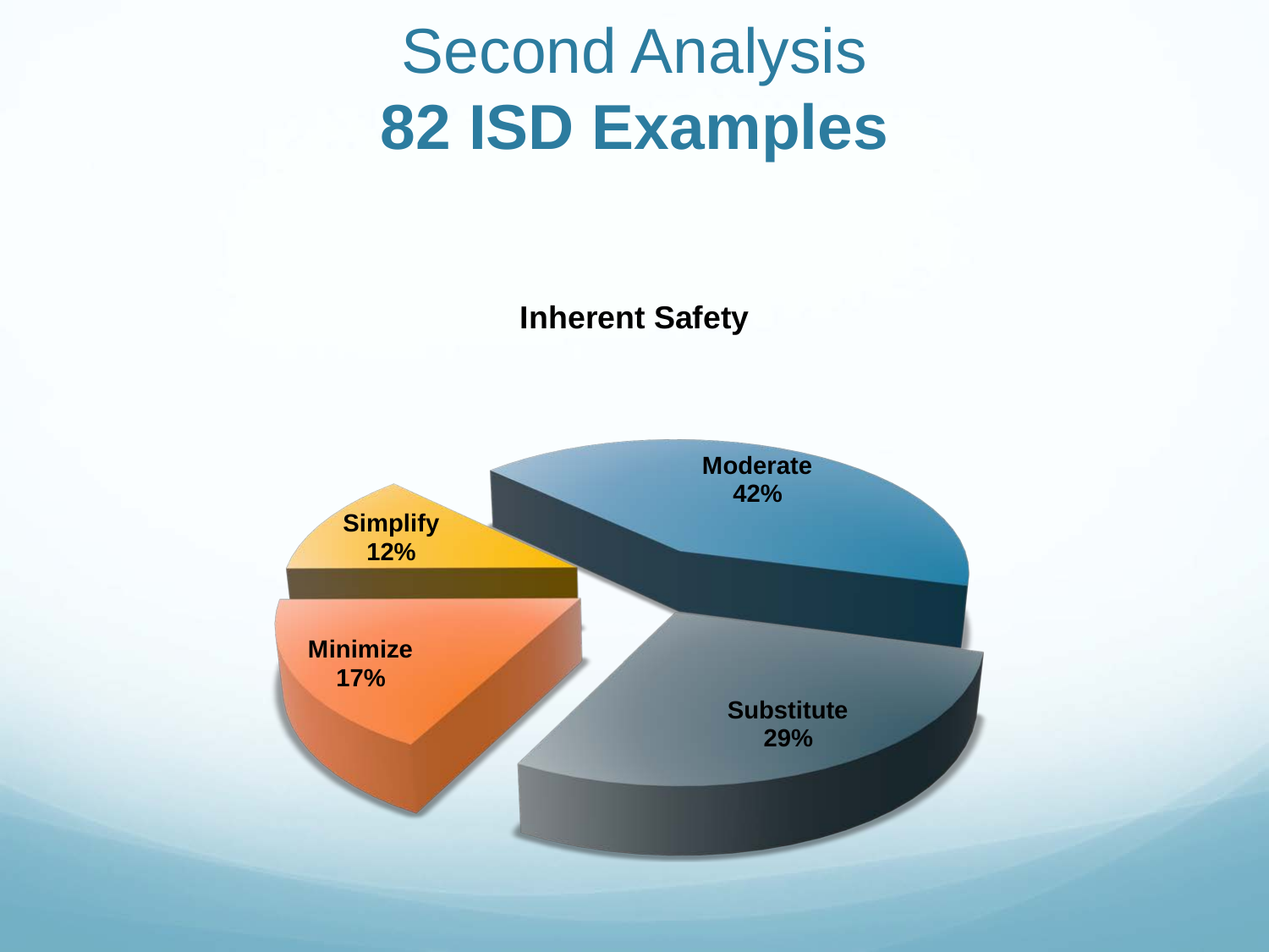# Second Analysis
# **82 ISD Examples**

Inherent Safety

Moderate
42%

Simplify
12%

Minimize
17%

Substitute
29%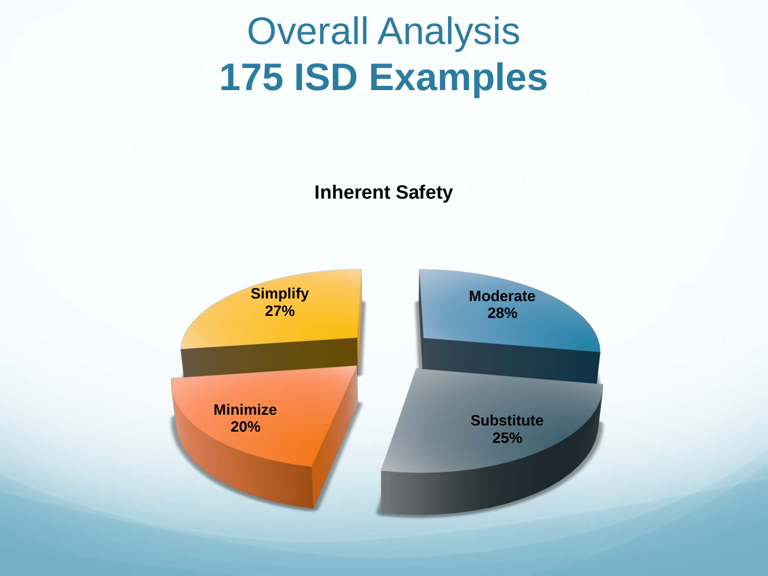# Overall Analysis
# **175 ISD Examples**

**Inherent Safety**

Simplify
27%

Moderate
28%

Minimize
20%

Substitute
25%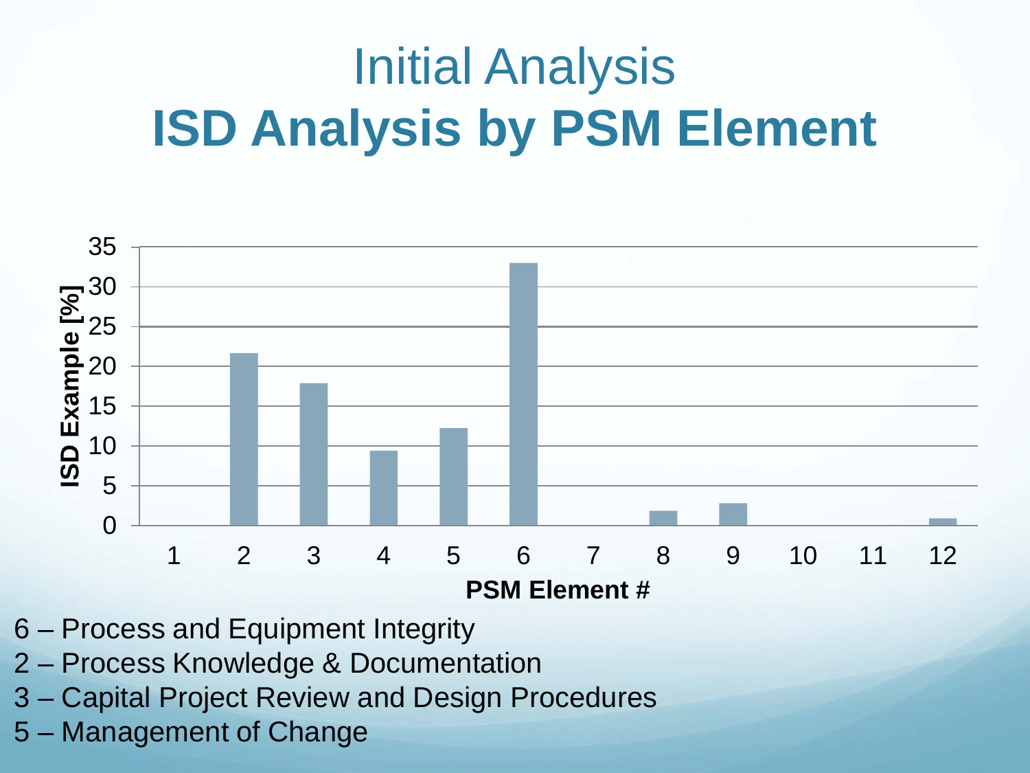# Initial Analysis

## ISD Analysis by PSM Element

ISD Example [%]

35
30
25
20
15
10
5
0

1 2 3 4 5 6 7 8 9 10 11 12

PSM Element #

6 – Process and Equipment Integrity

2 – Process Knowledge & Documentation

3 – Capital Project Review and Design Procedures

5 – Management of Change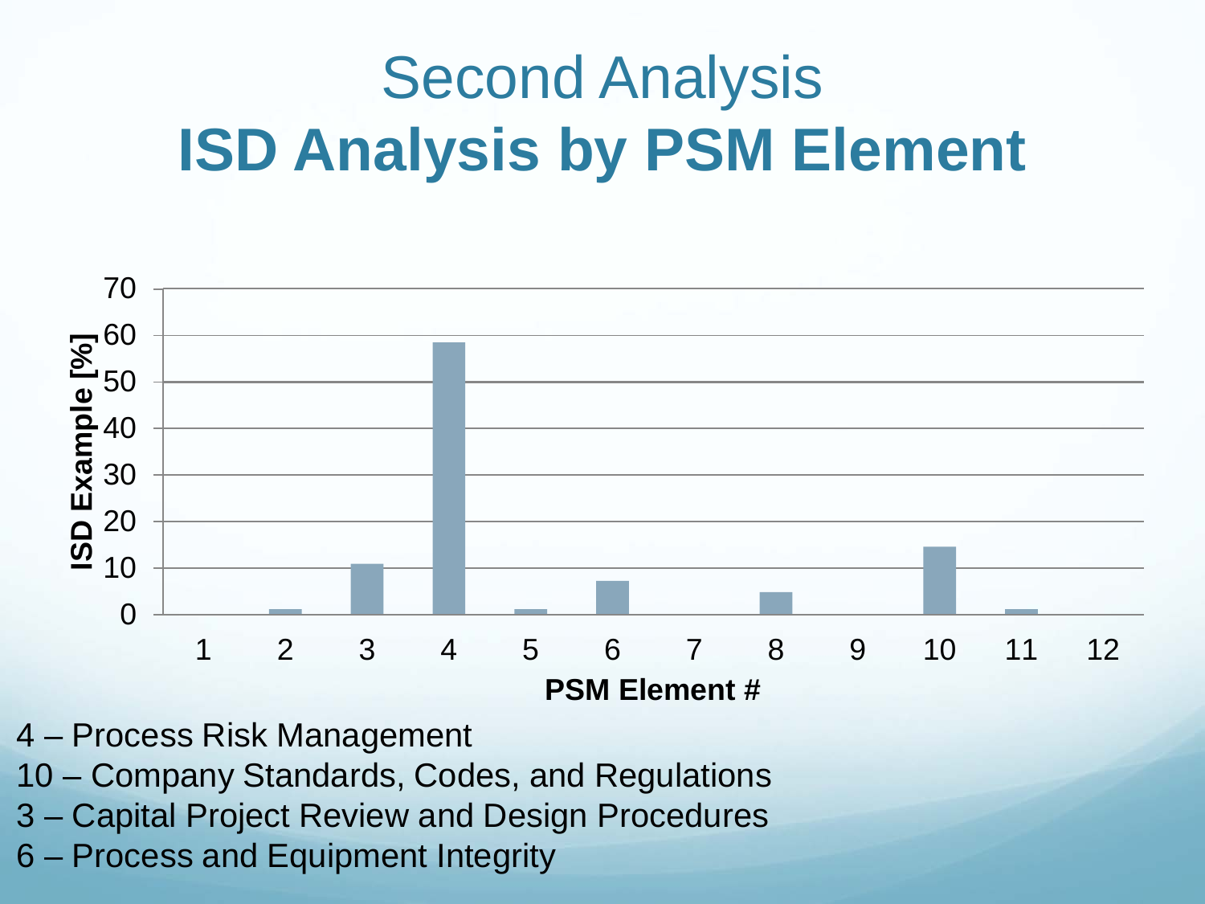# Second Analysis
## ISD Analysis by PSM Element

ISD Example [%]

70
60
50
40
30
20
10
0

1 2 3 4 5 6 7 8 9 10 11 12

PSM Element #

4 – Process Risk Management
10 – Company Standards, Codes, and Regulations
3 – Capital Project Review and Design Procedures
6 – Process and Equipment Integrity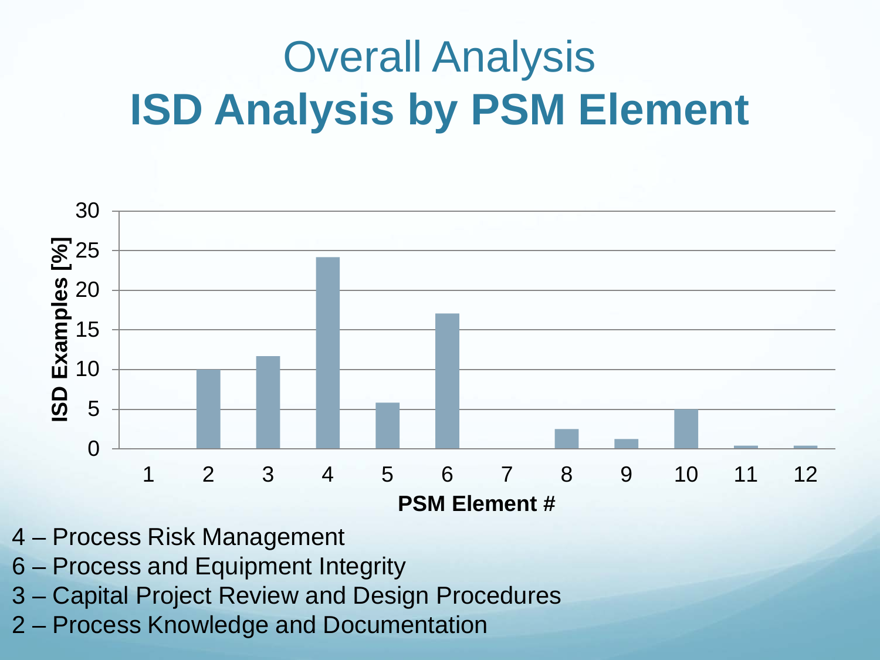# Overall Analysis

## ISD Analysis by PSM Element

ISD Examples [%]

30
25
20
15
10
5
0

1 2 3 4 5 6 7 8 9 10 11 12

PSM Element #

4 – Process Risk Management

6 – Process and Equipment Integrity

3 – Capital Project Review and Design Procedures

2 – Process Knowledge and Documentation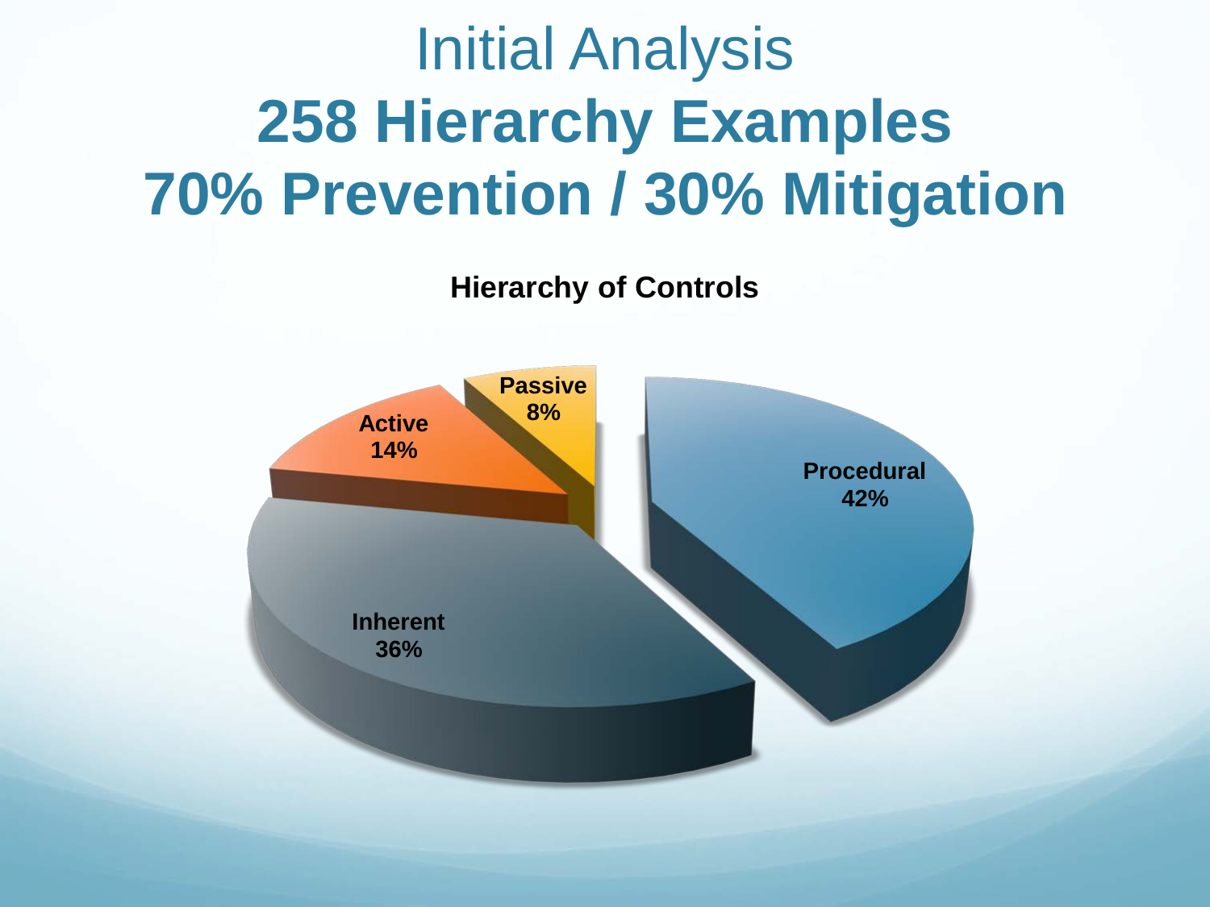# Initial Analysis

# 258 Hierarchy Examples

# 70% Prevention / 30% Mitigation

**Hierarchy of Controls**

Passive
8%

Active
14%

Procedural
42%

Inherent
36%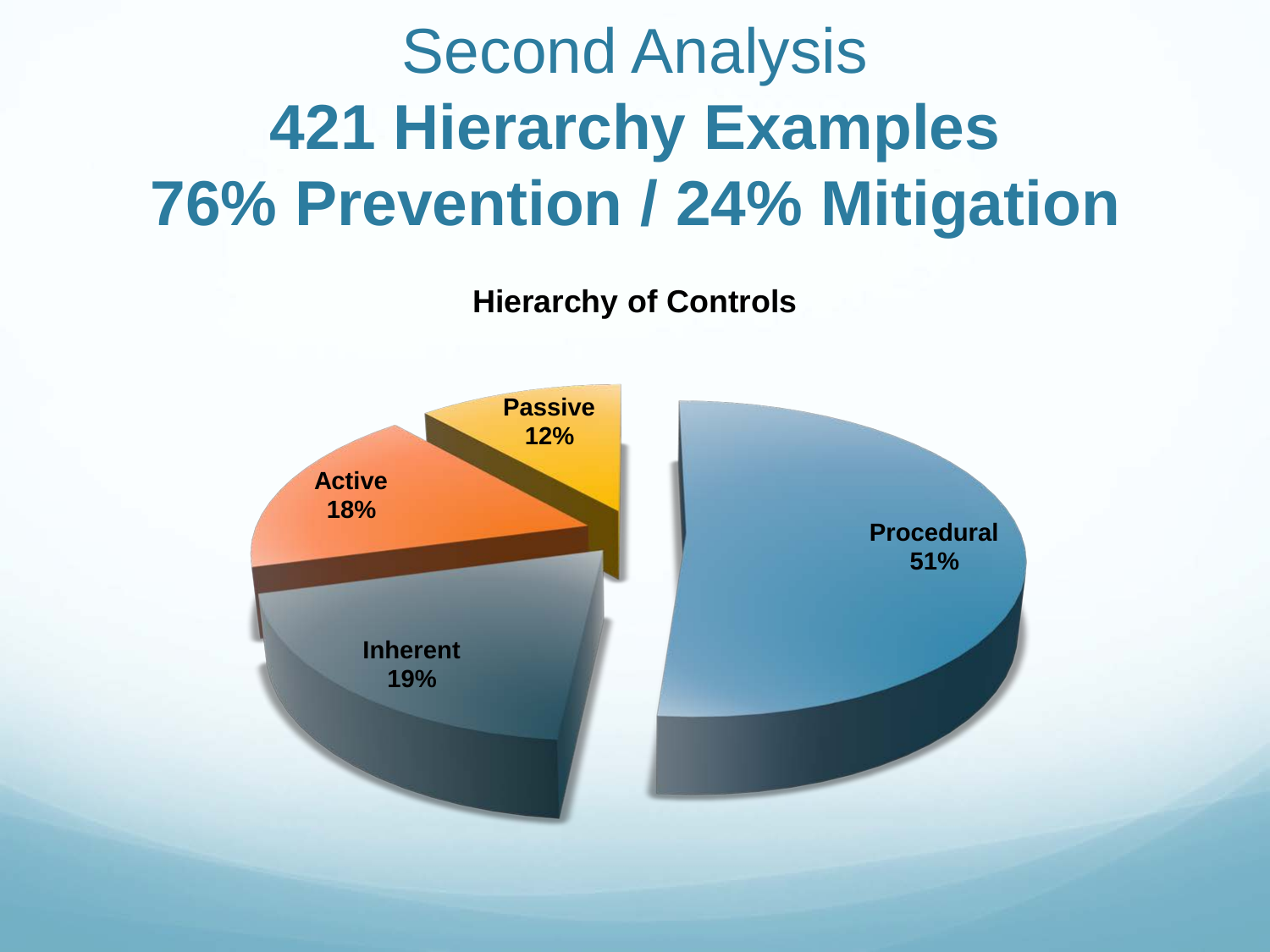# Second Analysis

# **421 Hierarchy Examples**

# **76% Prevention / 24% Mitigation**

**Hierarchy of Controls**

Passive
12%

Active
18%

Procedural
51%

Inherent
19%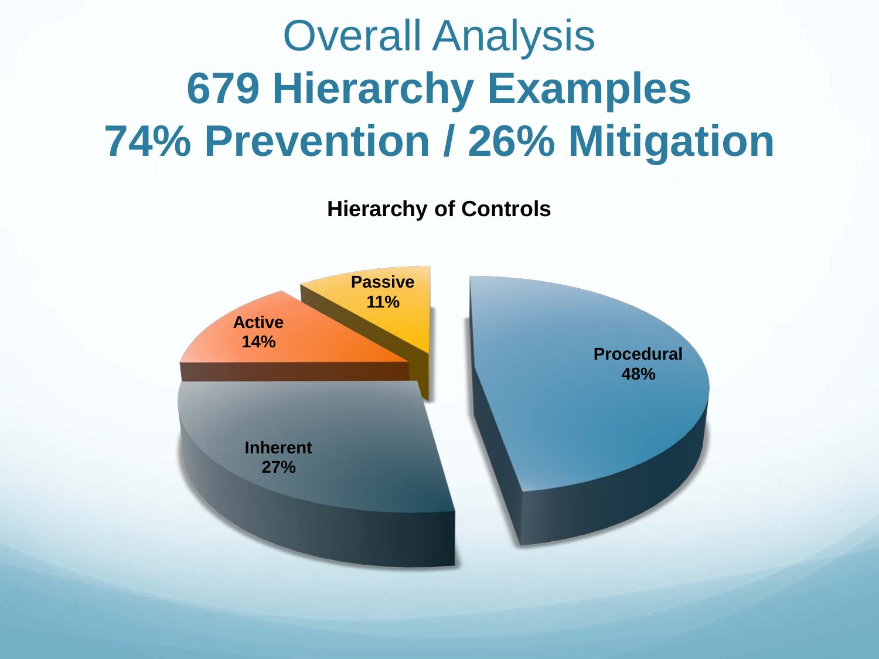# Overall Analysis
# **679 Hierarchy Examples**
# **74% Prevention / 26% Mitigation**

**Hierarchy of Controls**

| Category | Percentage |
| --- | --- |
| Procedural | 48% |
| Inherent | 27% |
| Active | 14% |
| Passive | 11% |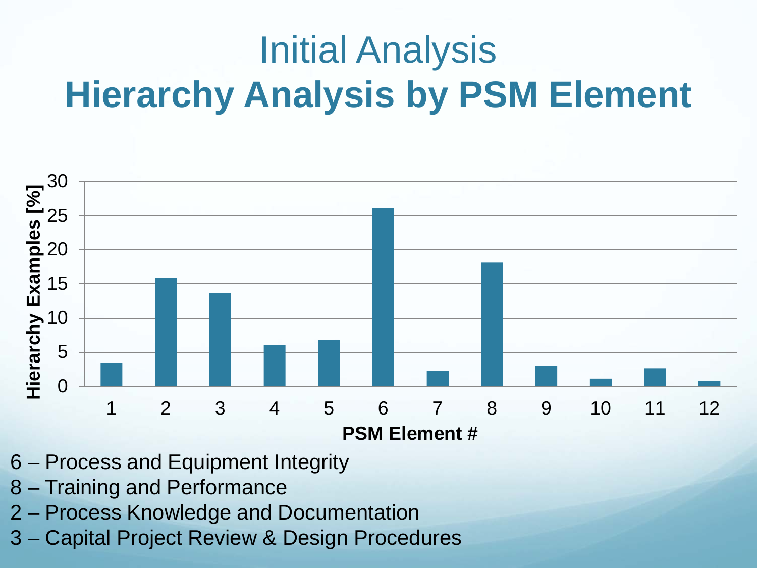# Initial Analysis
# Hierarchy Analysis by PSM Element

Hierarchy Examples [%]

30
25
20
15
10
5
0

1 2 3 4 5 6 7 8 9 10 11 12

PSM Element #

6 – Process and Equipment Integrity
8 – Training and Performance
2 – Process Knowledge and Documentation
3 – Capital Project Review & Design Procedures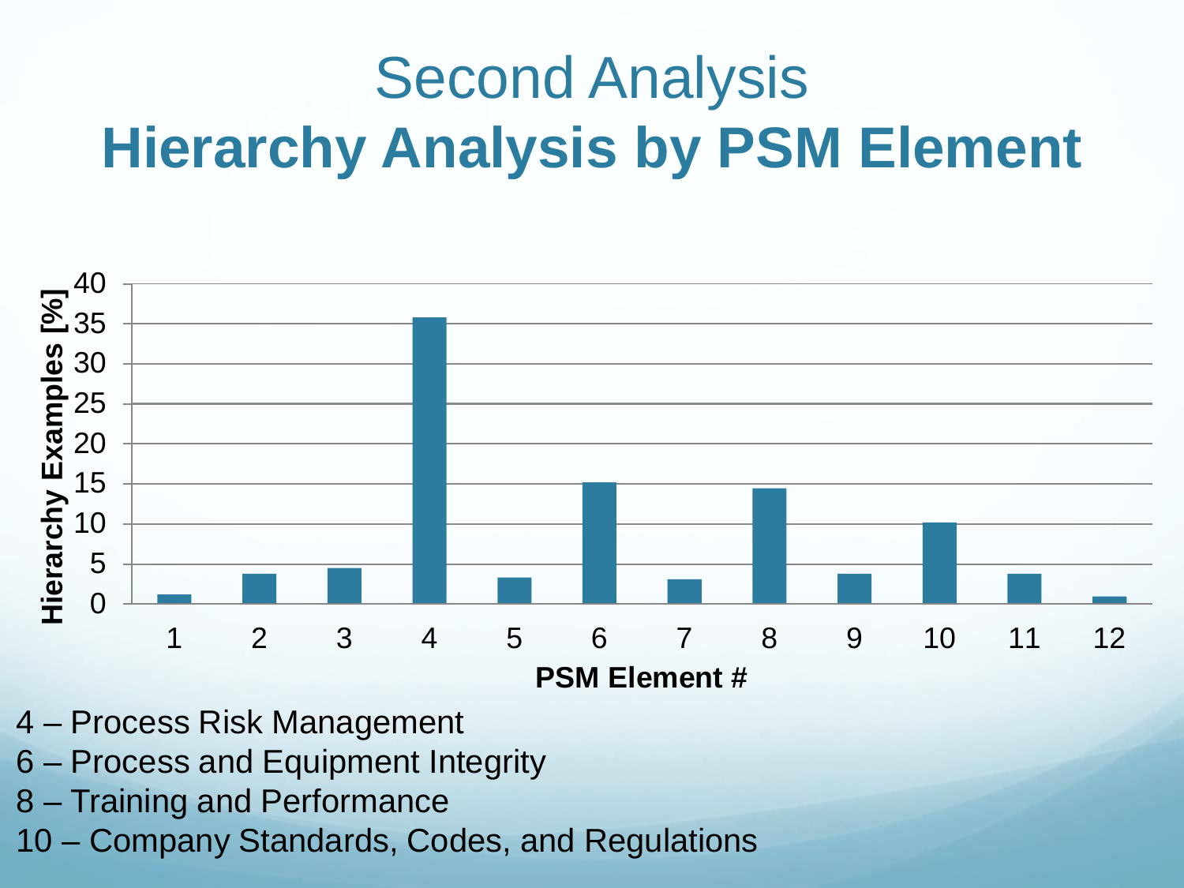# Second Analysis
## Hierarchy Analysis by PSM Element

Hierarchy Examples [%]

40
35
30
25
20
15
10
5
0

1 2 3 4 5 6 7 8 9 10 11 12

PSM Element #

4 – Process Risk Management
6 – Process and Equipment Integrity
8 – Training and Performance
10 – Company Standards, Codes, and Regulations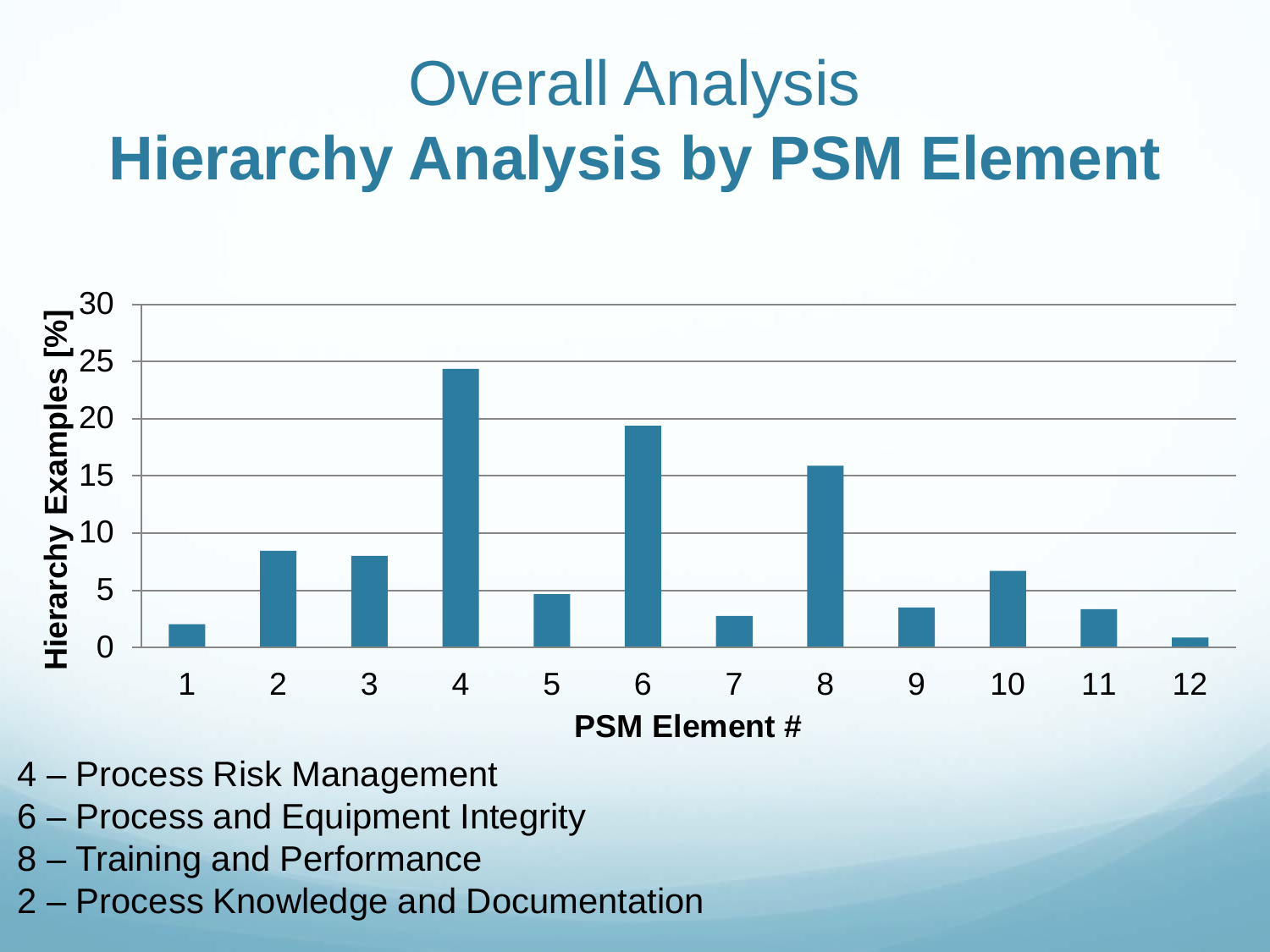# Overall Analysis
## Hierarchy Analysis by PSM Element

Hierarchy Examples [%]

30
25
20
15
10
5
0

1 2 3 4 5 6 7 8 9 10 11 12

PSM Element #

4 – Process Risk Management
6 – Process and Equipment Integrity
8 – Training and Performance
2 – Process Knowledge and Documentation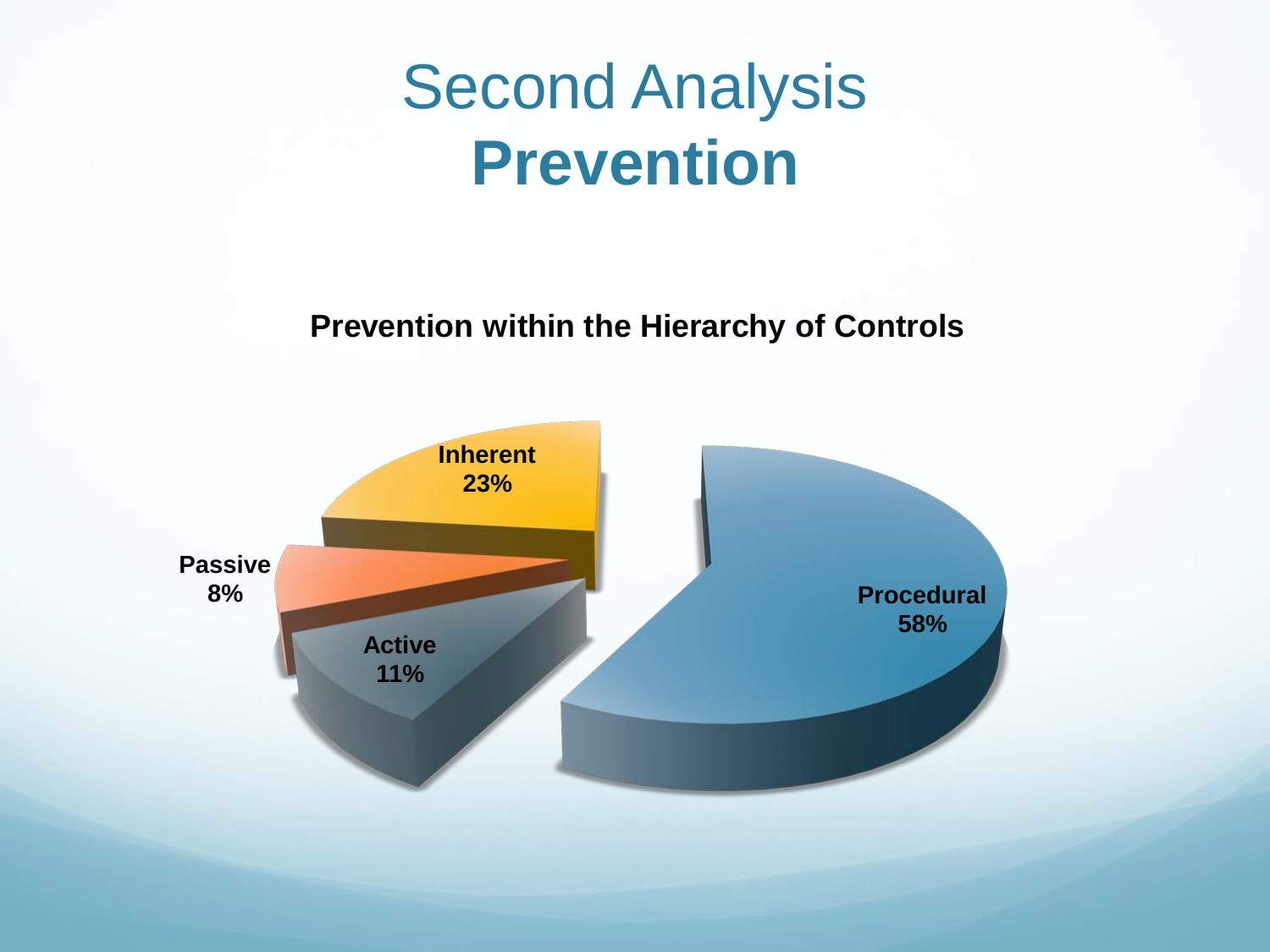# Second Analysis
# **Prevention**

**Prevention within the Hierarchy of Controls**

Inherent
23%

Passive
8%

Active
11%

Procedural
58%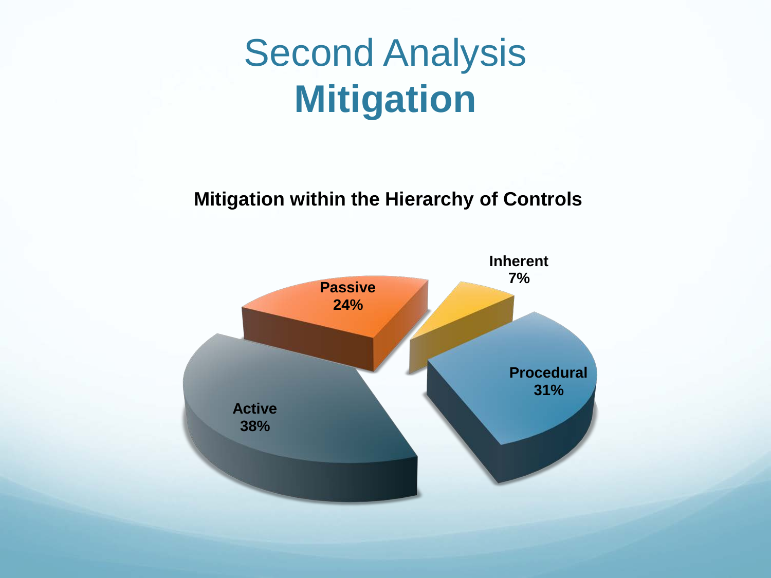# Second Analysis
# **Mitigation**

**Mitigation within the Hierarchy of Controls**

Inherent
7%

Passive
24%

Procedural
31%

Active
38%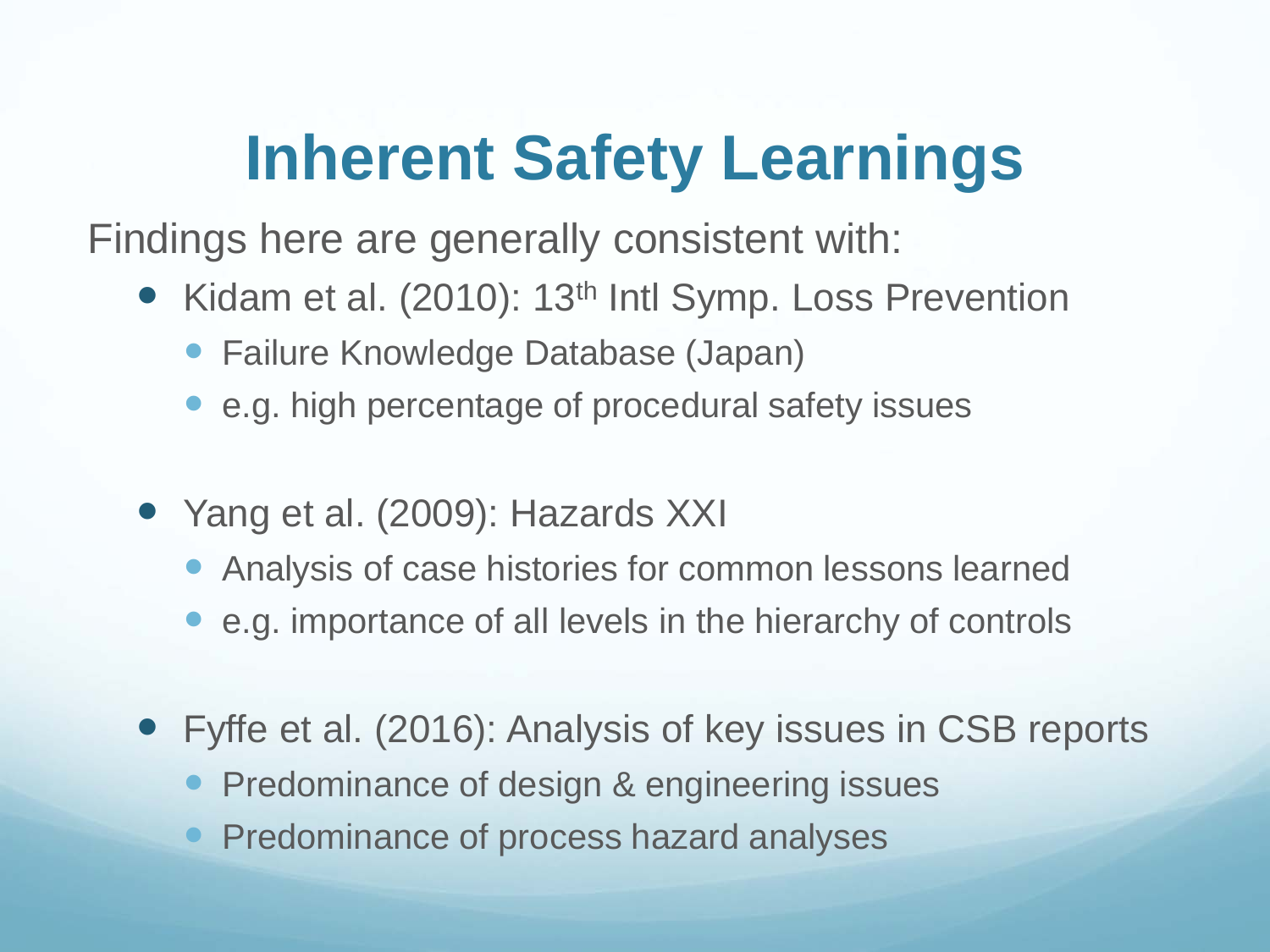# Inherent Safety Learnings

Findings here are generally consistent with:

- Kidam et al. (2010): 13th Intl Symp. Loss Prevention
  - Failure Knowledge Database (Japan)
  - e.g. high percentage of procedural safety issues
- Yang et al. (2009): Hazards XXI
  - Analysis of case histories for common lessons learned
  - e.g. importance of all levels in the hierarchy of controls
- Fyffe et al. (2016): Analysis of key issues in CSB reports
  - Predominance of design & engineering issues
  - Predominance of process hazard analyses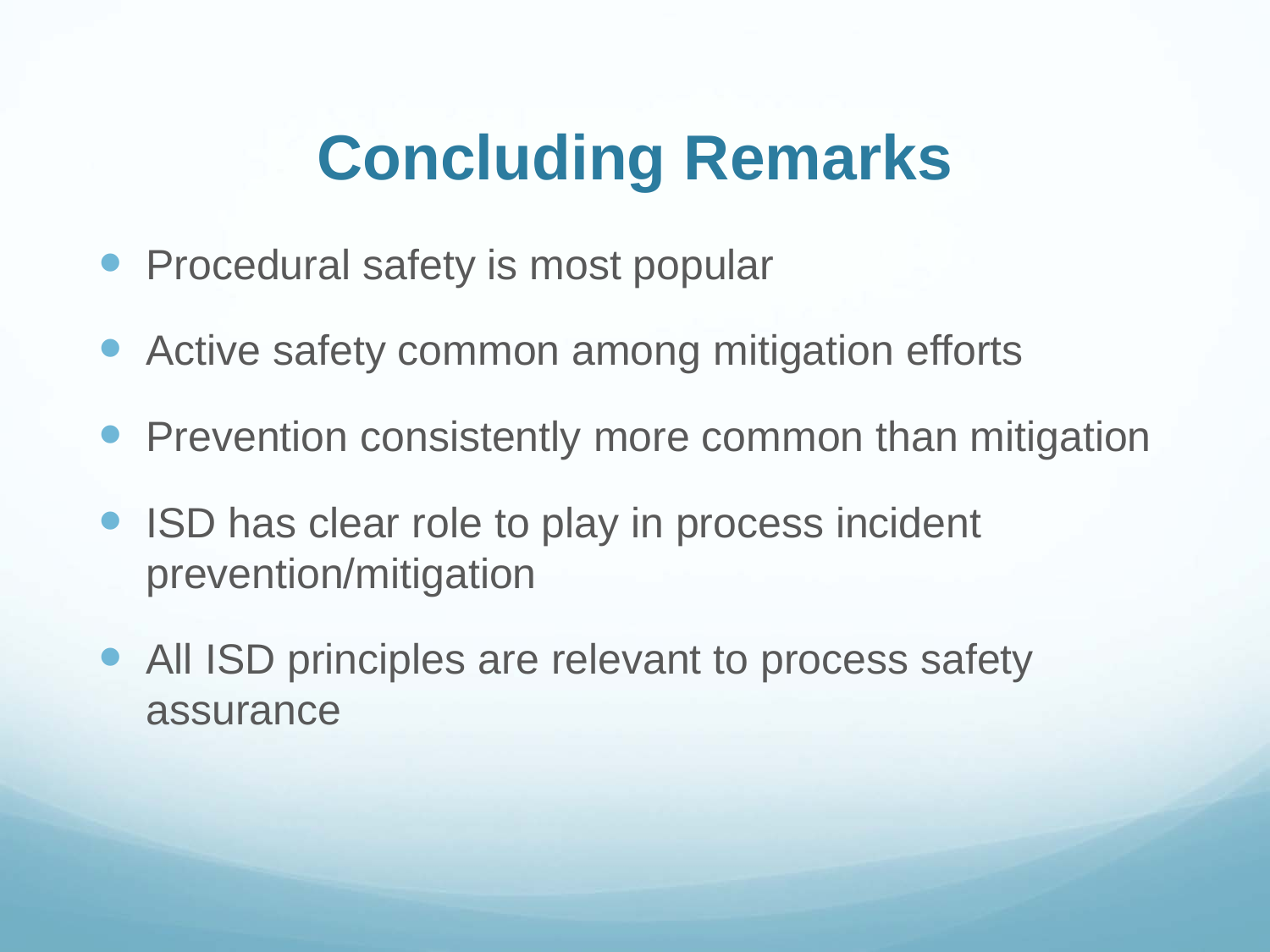# Concluding Remarks

- Procedural safety is most popular
- Active safety common among mitigation efforts
- Prevention consistently more common than mitigation
- ISD has clear role to play in process incident prevention/mitigation
- All ISD principles are relevant to process safety assurance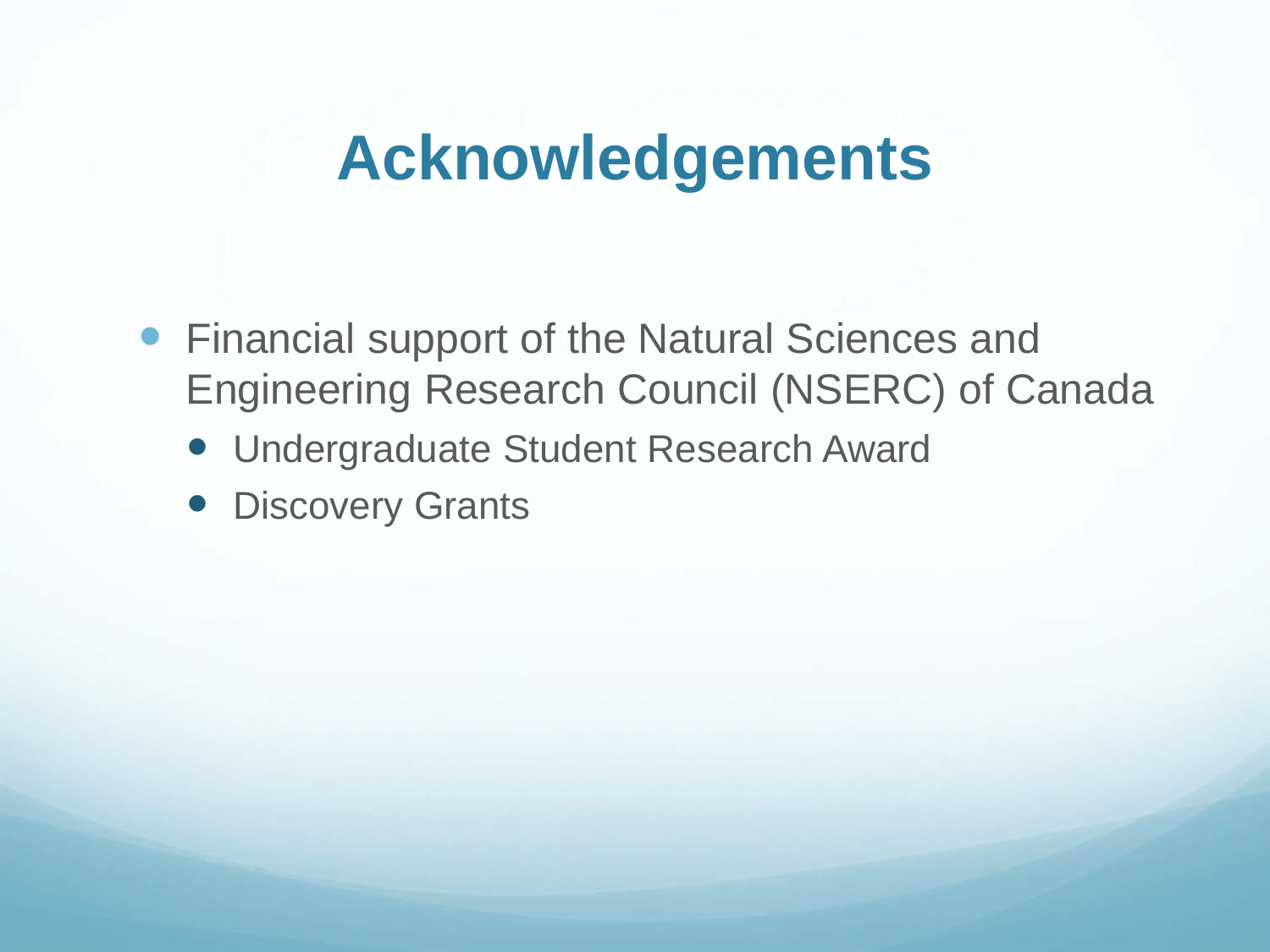# Acknowledgements

- Financial support of the Natural Sciences and Engineering Research Council (NSERC) of Canada
  - Undergraduate Student Research Award
  - Discovery Grants